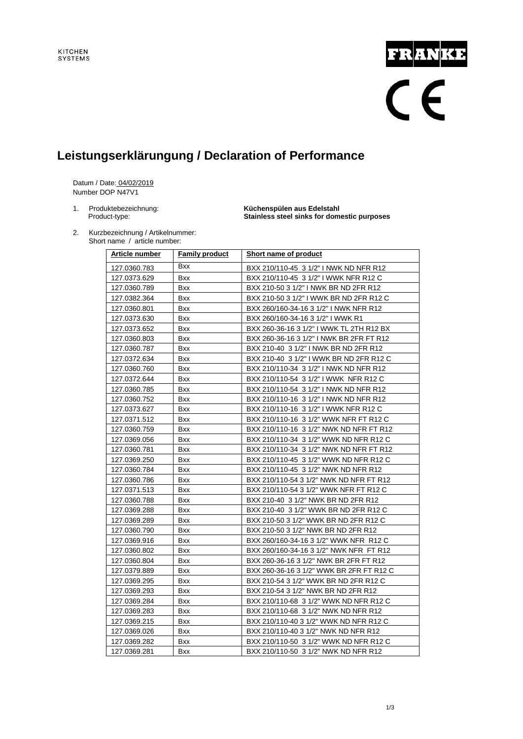KITCHEN SYSTEMS

FRANKE

CE

# Leistungserklärungung / Declaration of Performance

Datum / Date: 04/02/2019
Number DOP N47V1

1. Produktebezeichnung: **Küchenspülen aus Edelstahl**
   Product-type: **Stainless steel sinks for domestic purposes**

2. Kurzbezeichnung / Artikelnummer:
   Short name / article number:

| Article number | Family product | Short name of product |
|---|---|---|
| 127.0360.783 | Bxx | BXX 210/110-45 3 1/2" I NWK ND NFR R12 |
| 127.0373.629 | Bxx | BXX 210/110-45 3 1/2" I WWK NFR R12 C |
| 127.0360.789 | Bxx | BXX 210-50 3 1/2" I NWK BR ND 2FR R12 |
| 127.0382.364 | Bxx | BXX 210-50 3 1/2" I WWK BR ND 2FR R12 C |
| 127.0360.801 | Bxx | BXX 260/160-34-16 3 1/2" I NWK NFR R12 |
| 127.0373.630 | Bxx | BXX 260/160-34-16 3 1/2" I WWK R1 |
| 127.0373.652 | Bxx | BXX 260-36-16 3 1/2" I WWK TL 2TH R12 BX |
| 127.0360.803 | Bxx | BXX 260-36-16 3 1/2" I NWK BR 2FR FT R12 |
| 127.0360.787 | Bxx | BXX 210-40 3 1/2" I NWK BR ND 2FR R12 |
| 127.0372.634 | Bxx | BXX 210-40 3 1/2" I WWK BR ND 2FR R12 C |
| 127.0360.760 | Bxx | BXX 210/110-34 3 1/2" I NWK ND NFR R12 |
| 127.0372.644 | Bxx | BXX 210/110-54 3 1/2" I WWK NFR R12 C |
| 127.0360.785 | Bxx | BXX 210/110-54 3 1/2" I NWK ND NFR R12 |
| 127.0360.752 | Bxx | BXX 210/110-16 3 1/2" I NWK ND NFR R12 |
| 127.0373.627 | Bxx | BXX 210/110-16 3 1/2" I WWK NFR R12 C |
| 127.0371.512 | Bxx | BXX 210/110-16 3 1/2" WWK NFR FT R12 C |
| 127.0360.759 | Bxx | BXX 210/110-16 3 1/2" NWK ND NFR FT R12 |
| 127.0369.056 | Bxx | BXX 210/110-34 3 1/2" WWK ND NFR R12 C |
| 127.0360.781 | Bxx | BXX 210/110-34 3 1/2" NWK ND NFR FT R12 |
| 127.0369.250 | Bxx | BXX 210/110-45 3 1/2" WWK ND NFR R12 C |
| 127.0360.784 | Bxx | BXX 210/110-45 3 1/2" NWK ND NFR R12 |
| 127.0360.786 | Bxx | BXX 210/110-54 3 1/2" NWK ND NFR FT R12 |
| 127.0371.513 | Bxx | BXX 210/110-54 3 1/2" WWK NFR FT R12 C |
| 127.0360.788 | Bxx | BXX 210-40 3 1/2" NWK BR ND 2FR R12 |
| 127.0369.288 | Bxx | BXX 210-40 3 1/2" WWK BR ND 2FR R12 C |
| 127.0369.289 | Bxx | BXX 210-50 3 1/2" WWK BR ND 2FR R12 C |
| 127.0360.790 | Bxx | BXX 210-50 3 1/2" NWK BR ND 2FR R12 |
| 127.0369.916 | Bxx | BXX 260/160-34-16 3 1/2" WWK NFR R12 C |
| 127.0360.802 | Bxx | BXX 260/160-34-16 3 1/2" NWK NFR FT R12 |
| 127.0360.804 | Bxx | BXX 260-36-16 3 1/2" NWK BR 2FR FT R12 |
| 127.0379.889 | Bxx | BXX 260-36-16 3 1/2" WWK BR 2FR FT R12 C |
| 127.0369.295 | Bxx | BXX 210-54 3 1/2" WWK BR ND 2FR R12 C |
| 127.0369.293 | Bxx | BXX 210-54 3 1/2" NWK BR ND 2FR R12 |
| 127.0369.284 | Bxx | BXX 210/110-68 3 1/2" WWK ND NFR R12 C |
| 127.0369.283 | Bxx | BXX 210/110-68 3 1/2" NWK ND NFR R12 |
| 127.0369.215 | Bxx | BXX 210/110-40 3 1/2" WWK ND NFR R12 C |
| 127.0369.026 | Bxx | BXX 210/110-40 3 1/2" NWK ND NFR R12 |
| 127.0369.282 | Bxx | BXX 210/110-50 3 1/2" WWK ND NFR R12 C |
| 127.0369.281 | Bxx | BXX 210/110-50 3 1/2" NWK ND NFR R12 |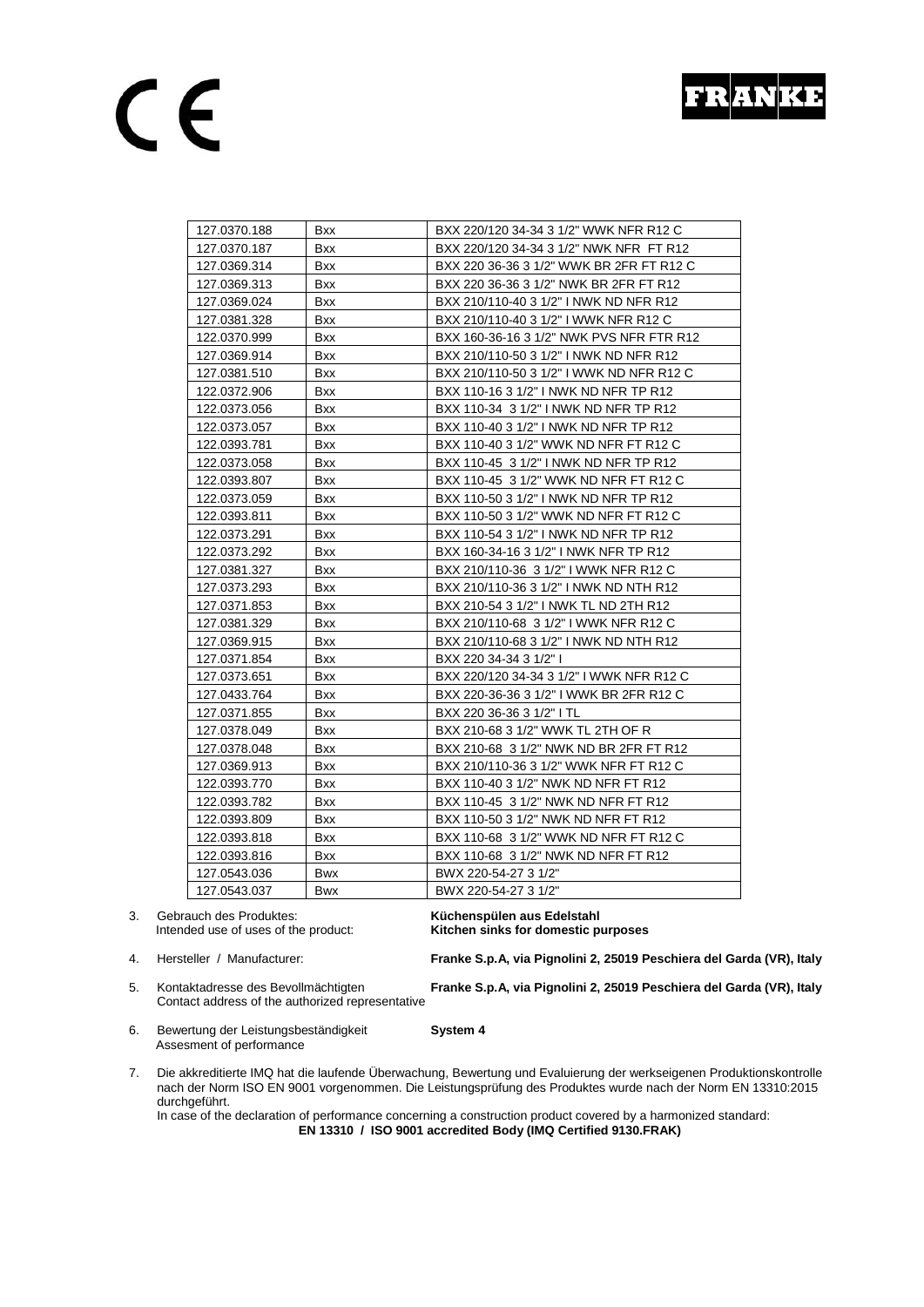CE

FRANKE

| 127.0370.188 | Bxx | BXX 220/120 34-34 3 1/2" WWK NFR R12 C |
|---|---|---|
| 127.0370.187 | Bxx | BXX 220/120 34-34 3 1/2" NWK NFR FT R12 |
| 127.0369.314 | Bxx | BXX 220 36-36 3 1/2" WWK BR 2FR FT R12 C |
| 127.0369.313 | Bxx | BXX 220 36-36 3 1/2" NWK BR 2FR FT R12 |
| 127.0369.024 | Bxx | BXX 210/110-40 3 1/2" I NWK ND NFR R12 |
| 127.0381.328 | Bxx | BXX 210/110-40 3 1/2" I WWK NFR R12 C |
| 122.0370.999 | Bxx | BXX 160-36-16 3 1/2" NWK PVS NFR FTR R12 |
| 127.0369.914 | Bxx | BXX 210/110-50 3 1/2" I NWK ND NFR R12 |
| 127.0381.510 | Bxx | BXX 210/110-50 3 1/2" I WWK ND NFR R12 C |
| 122.0372.906 | Bxx | BXX 110-16 3 1/2" I NWK ND NFR TP R12 |
| 122.0373.056 | Bxx | BXX 110-34 3 1/2" I NWK ND NFR TP R12 |
| 122.0373.057 | Bxx | BXX 110-40 3 1/2" I NWK ND NFR TP R12 |
| 122.0393.781 | Bxx | BXX 110-40 3 1/2" WWK ND NFR FT R12 C |
| 122.0373.058 | Bxx | BXX 110-45 3 1/2" I NWK ND NFR TP R12 |
| 122.0393.807 | Bxx | BXX 110-45 3 1/2" WWK ND NFR FT R12 C |
| 122.0373.059 | Bxx | BXX 110-50 3 1/2" I NWK ND NFR TP R12 |
| 122.0393.811 | Bxx | BXX 110-50 3 1/2" WWK ND NFR FT R12 C |
| 122.0373.291 | Bxx | BXX 110-54 3 1/2" I NWK ND NFR TP R12 |
| 122.0373.292 | Bxx | BXX 160-34-16 3 1/2" I NWK NFR TP R12 |
| 127.0381.327 | Bxx | BXX 210/110-36 3 1/2" I WWK NFR R12 C |
| 127.0373.293 | Bxx | BXX 210/110-36 3 1/2" I NWK ND NTH R12 |
| 127.0371.853 | Bxx | BXX 210-54 3 1/2" I NWK TL ND 2TH R12 |
| 127.0381.329 | Bxx | BXX 210/110-68 3 1/2" I WWK NFR R12 C |
| 127.0369.915 | Bxx | BXX 210/110-68 3 1/2" I NWK ND NTH R12 |
| 127.0371.854 | Bxx | BXX 220 34-34 3 1/2" I |
| 127.0373.651 | Bxx | BXX 220/120 34-34 3 1/2" I WWK NFR R12 C |
| 127.0433.764 | Bxx | BXX 220-36-36 3 1/2" I WWK BR 2FR R12 C |
| 127.0371.855 | Bxx | BXX 220 36-36 3 1/2" I TL |
| 127.0378.049 | Bxx | BXX 210-68 3 1/2" WWK TL 2TH OF R |
| 127.0378.048 | Bxx | BXX 210-68 3 1/2" NWK ND BR 2FR FT R12 |
| 127.0369.913 | Bxx | BXX 210/110-36 3 1/2" WWK NFR FT R12 C |
| 122.0393.770 | Bxx | BXX 110-40 3 1/2" NWK ND NFR FT R12 |
| 122.0393.782 | Bxx | BXX 110-45 3 1/2" NWK ND NFR FT R12 |
| 122.0393.809 | Bxx | BXX 110-50 3 1/2" NWK ND NFR FT R12 |
| 122.0393.818 | Bxx | BXX 110-68 3 1/2" WWK ND NFR FT R12 C |
| 122.0393.816 | Bxx | BXX 110-68 3 1/2" NWK ND NFR FT R12 |
| 127.0543.036 | Bwx | BWX 220-54-27 3 1/2" |
| 127.0543.037 | Bwx | BWX 220-54-27 3 1/2" |

3. Gebrauch des Produktes: **Küchenspülen aus Edelstahl**
   Intended use of uses of the product: **Kitchen sinks for domestic purposes**

4. Hersteller / Manufacturer: **Franke S.p.A, via Pignolini 2, 25019 Peschiera del Garda (VR), Italy**

5. Kontaktadresse des Bevollmächtigten **Franke S.p.A, via Pignolini 2, 25019 Peschiera del Garda (VR), Italy**
   Contact address of the authorized representative

6. Bewertung der Leistungsbeständigkeit **System 4**
   Assesment of performance

7. Die akkreditierte IMQ hat die laufende Überwachung, Bewertung und Evaluierung der werkseigenen Produktionskontrolle nach der Norm ISO EN 9001 vorgenommen. Die Leistungsprüfung des Produktes wurde nach der Norm EN 13310:2015 durchgeführt.
   In case of the declaration of performance concerning a construction product covered by a harmonized standard:
   **EN 13310 / ISO 9001 accredited Body (IMQ Certified 9130.FRAK)**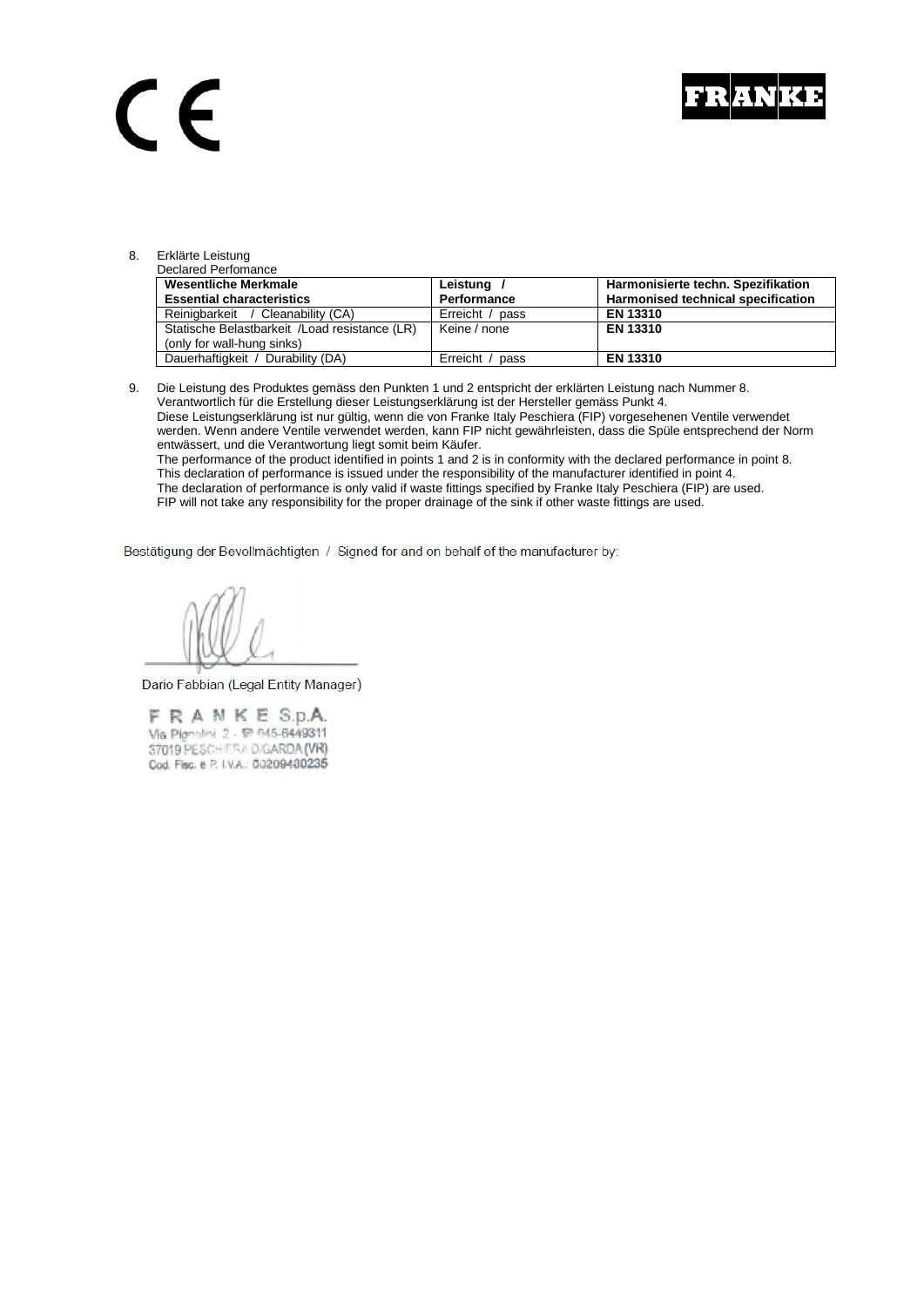8. Erklärte Leistung
   Declared Perfomance

| Wesentliche Merkmale<br>**Essential characteristics** | **Leistung /<br>Performance** | **Harmonisierte techn. Spezifikation<br>Harmonised technical specification** |
|---|---|---|
| Reinigbarkeit / Cleanability (CA) | Erreicht / pass | **EN 13310** |
| Statische Belastbarkeit /Load resistance (LR) (only for wall-hung sinks) | Keine / none | **EN 13310** |
| Dauerhaftigkeit / Durability (DA) | Erreicht / pass | **EN 13310** |

9. Die Leistung des Produktes gemäss den Punkten 1 and 2 entspricht der erklärten Leistung nach Nummer 8.
   Verantwortlich für die Erstellung dieser Leistungserklärung ist der Hersteller gemäss Punkt 4.
   Diese Leistungserklärung ist nur gültig, wenn die von Franke Italy Peschiera (FIP) vorgesehenen Ventile verwendet werden. Wenn andere Ventile verwendet werden, kann FIP nicht gewährleisten, dass die Spüle entsprechend der Norm entwässert, und die Verantwortung liegt somit beim Käufer.
   The performance of the product identified in points 1 and 2 is in conformity with the declared performance in point 8.
   This declaration of performance is issued under the responsibility of the manufacturer identified in point 4.
   The declaration of performance is only valid if waste fittings specified by Franke Italy Peschiera (FIP) are used.
   FIP will not take any responsibility for the proper drainage of the sink if other waste fittings are used.

Bestätigung der Bevollmächtigten / Signed for and on behalf of the manufacturer by:

Dario Fabbian (Legal Entity Manager)

FRANKE S.p.A.
Via Pignolini, 2 - ☎ 045-6449311
37019 PESCHIERA DI GARDA (VR)
Cod. Fisc. e P. I.V.A.: 00209480235